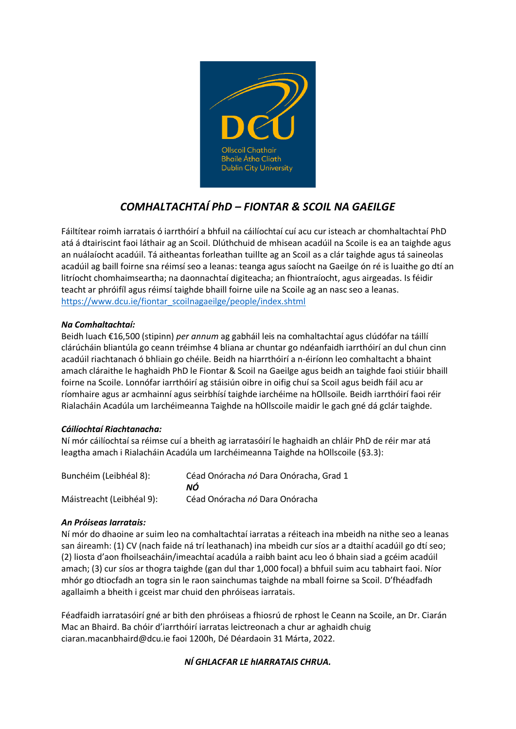# *COMHALTACHTAÍ PhD – FIONTAR & SCOIL NA GAEILGE*

Fáiltítear roimh iarratais ó iarrthóirí a bhfuil na cáilíochtaí cuí acu cur isteach ar chomhaltachtaí PhD atá á dtairiscint faoi láthair ag an Scoil. Dlúthchuid de mhisean acadúil na Scoile is ea an taighde agus an nuálaíocht acadúil. Tá aitheantas forleathan tuillte ag an Scoil as a clár taighde agus tá saineolas acadúil ag baill foirne sna réimsí seo a leanas: teanga agus saíocht na Gaeilge ón ré is luaithe go dtí an litríocht chomhaimseartha; na daonnachtaí digiteacha; an fhiontraíocht, agus airgeadas. Is féidir teacht ar phróifíl agus réimsí taighde bhaill foirne uile na Scoile ag an nasc seo a leanas. https://www.dcu.ie/fiontar_scoilnagaeilge/people/index.shtml

### *Na Comhaltachtaí:*

Beidh luach €16,500 (stipinn) *per annum* ag gabháil leis na comhaltachtaí agus clúdófar na táillí clárúcháin bliantúla go ceann tréimhse 4 bliana ar chuntar go ndéanfaidh iarrthóirí an dul chun cinn acadúil riachtanach ó bhliain go chéile. Beidh na hiarrthóirí a n-éiríonn leo comhaltacht a bhaint amach cláraithe le haghaidh PhD le Fiontar & Scoil na Gaeilge agus beidh an taighde faoi stiúir bhaill foirne na Scoile. Lonnófar iarrthóirí ag stáisiún oibre in oifig chuí sa Scoil agus beidh fáil acu ar ríomhaire agus ar acmhainní agus seirbhísí taighde iarchéime na hOllsoile. Beidh iarrthóirí faoi réir Rialacháin Acadúla um Iarchéimeanna Taighde na hOllscoile maidir le gach gné dá gclár taighde.

### *Cáilíochtaí Riachtanacha:*

Ní mór cáilíochtaí sa réimse cuí a bheith ag iarratasóirí le haghaidh an chláir PhD de réir mar atá leagtha amach i Rialacháin Acadúla um Iarchéimeanna Taighde na hOllscoile (§3.3):

| | |
|---|---|
| Bunchéim (Leibhéal 8): | Céad Onóracha *nó* Dara Onóracha, Grad 1 |
| | ***NÓ*** |
| Máistreacht (Leibhéal 9): | Céad Onóracha *nó* Dara Onóracha |

### *An Próiseas Iarratais:*

Ní mór do dhaoine ar suim leo na comhaltachtaí iarratas a réiteach ina mbeidh na nithe seo a leanas san áireamh: (1) CV (nach faide ná trí leathanach) ina mbeidh cur síos ar a dtaithí acadúil go dtí seo; (2) liosta d'aon fhoilseacháin/imeachtaí acadúla a raibh baint acu leo ó bhain siad a gcéim acadúil amach; (3) cur síos ar thogra taighde (gan dul thar 1,000 focal) a bhfuil suim acu tabhairt faoi. Níor mhór go dtiocfadh an togra sin le raon sainchumas taighde na mball foirne sa Scoil. D'fhéadfadh agallaimh a bheith i gceist mar chuid den phróiseas iarratais.

Féadfaidh iarratasóirí gné ar bith den phróiseas a fhiosrú de rphost le Ceann na Scoile, an Dr. Ciarán Mac an Bhaird. Ba chóir d'iarrthóirí iarratas leictreonach a chur ar aghaidh chuig ciaran.macanbhaird@dcu.ie faoi 1200h, Dé Déardaoin 31 Márta, 2022.

***NÍ GHLACFAR LE hIARRATAIS CHRUA.***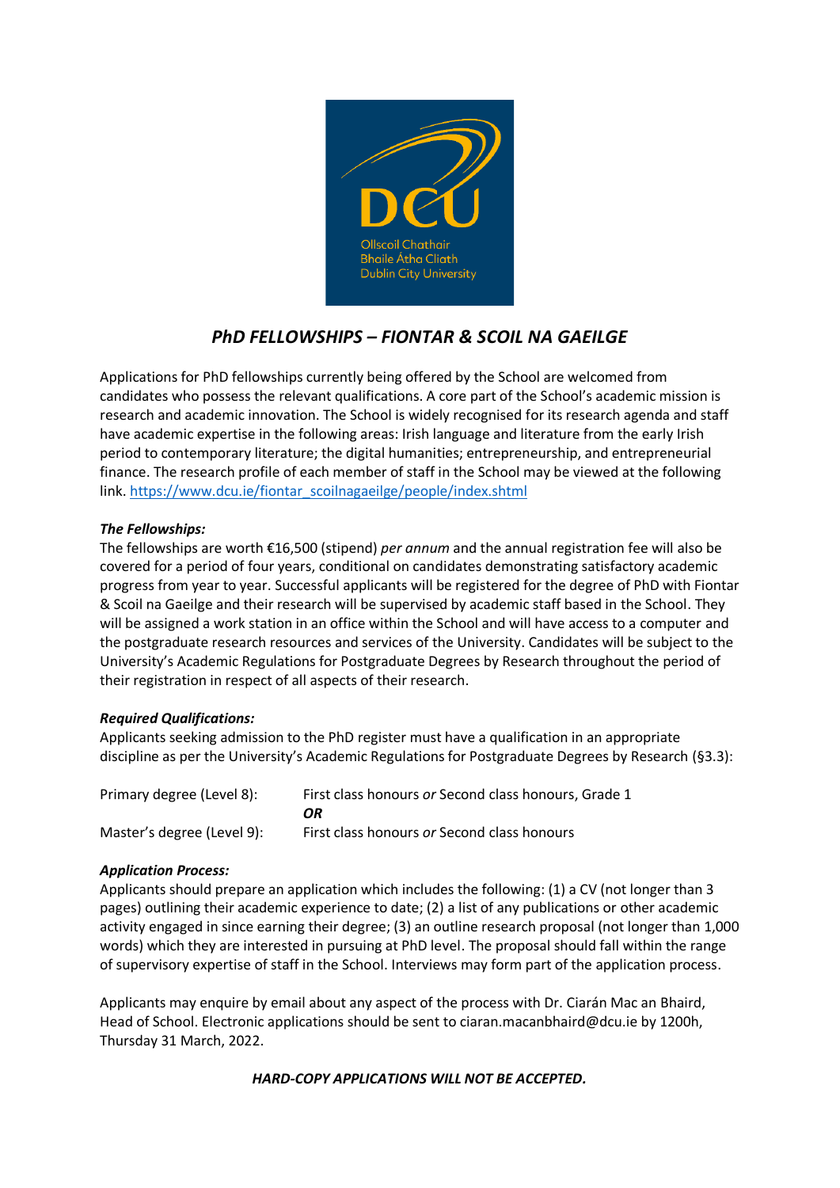## *PhD FELLOWSHIPS – FIONTAR & SCOIL NA GAEILGE*

Applications for PhD fellowships currently being offered by the School are welcomed from candidates who possess the relevant qualifications. A core part of the School's academic mission is research and academic innovation. The School is widely recognised for its research agenda and staff have academic expertise in the following areas: Irish language and literature from the early Irish period to contemporary literature; the digital humanities; entrepreneurship, and entrepreneurial finance. The research profile of each member of staff in the School may be viewed at the following link. https://www.dcu.ie/fiontar_scoilnagaeilge/people/index.shtml

***The Fellowships:***

The fellowships are worth €16,500 (stipend) *per annum* and the annual registration fee will also be covered for a period of four years, conditional on candidates demonstrating satisfactory academic progress from year to year. Successful applicants will be registered for the degree of PhD with Fiontar & Scoil na Gaeilge and their research will be supervised by academic staff based in the School. They will be assigned a work station in an office within the School and will have access to a computer and the postgraduate research resources and services of the University. Candidates will be subject to the University's Academic Regulations for Postgraduate Degrees by Research throughout the period of their registration in respect of all aspects of their research.

***Required Qualifications:***

Applicants seeking admission to the PhD register must have a qualification in an appropriate discipline as per the University's Academic Regulations for Postgraduate Degrees by Research (§3.3):

| | |
|---|---|
| Primary degree (Level 8): | First class honours *or* Second class honours, Grade 1 |
| | ***OR*** |
| Master's degree (Level 9): | First class honours *or* Second class honours |

***Application Process:***

Applicants should prepare an application which includes the following: (1) a CV (not longer than 3 pages) outlining their academic experience to date; (2) a list of any publications or other academic activity engaged in since earning their degree; (3) an outline research proposal (not longer than 1,000 words) which they are interested in pursuing at PhD level. The proposal should fall within the range of supervisory expertise of staff in the School. Interviews may form part of the application process.

Applicants may enquire by email about any aspect of the process with Dr. Ciarán Mac an Bhaird, Head of School. Electronic applications should be sent to ciaran.macanbhaird@dcu.ie by 1200h, Thursday 31 March, 2022.

***HARD-COPY APPLICATIONS WILL NOT BE ACCEPTED.***